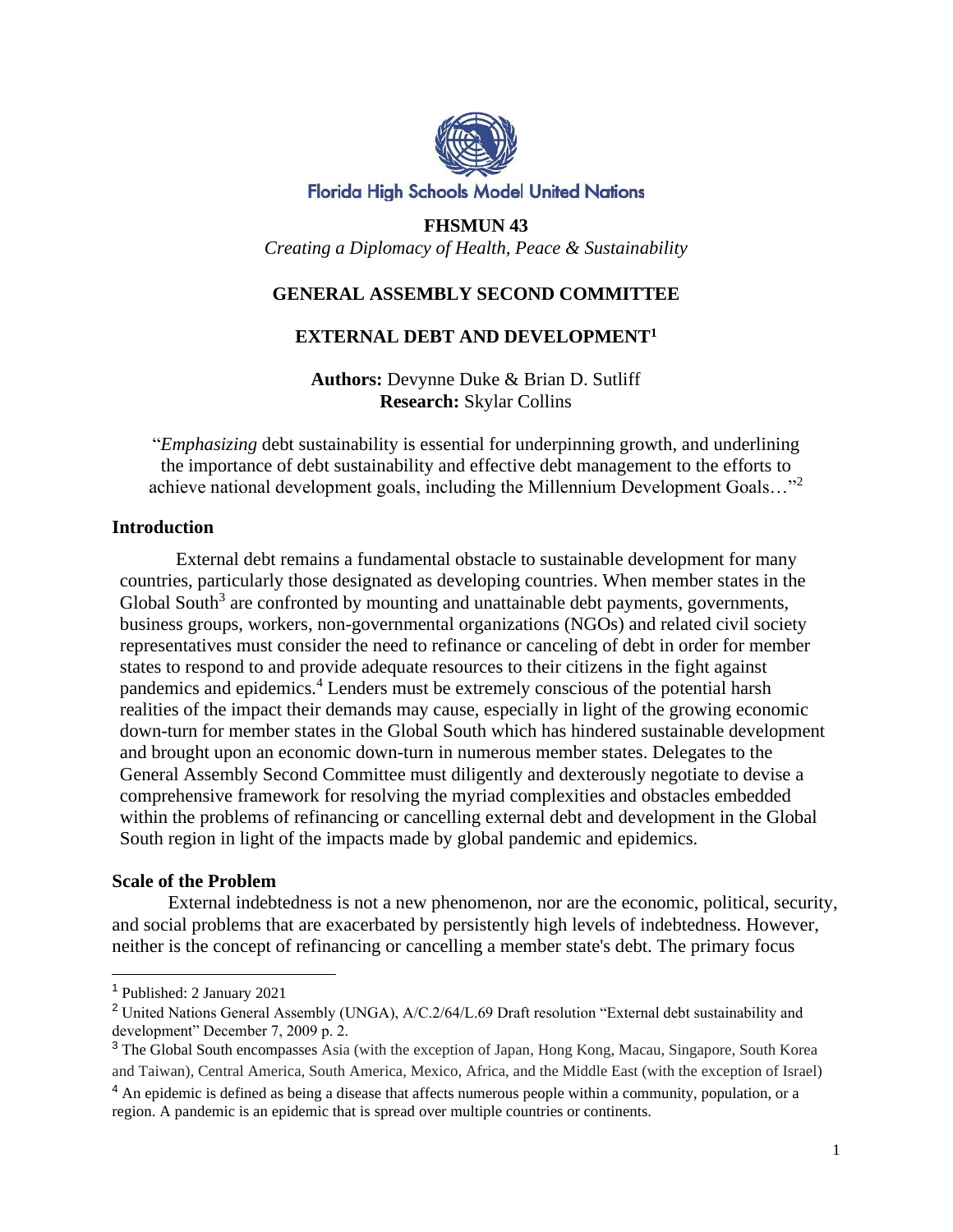Florida High Schools Model United Nations

**FHSMUN 43**

*Creating a Diplomacy of Health, Peace & Sustainability*

# GENERAL ASSEMBLY SECOND COMMITTEE

## EXTERNAL DEBT AND DEVELOPMENT[1]

**Authors:** Devynne Duke & Brian D. Sutliff

**Research:** Skylar Collins

"*Emphasizing* debt sustainability is essential for underpinning growth, and underlining the importance of debt sustainability and effective debt management to the efforts to achieve national development goals, including the Millennium Development Goals…"[2]

### Introduction

External debt remains a fundamental obstacle to sustainable development for many countries, particularly those designated as developing countries. When member states in the Global South[3] are confronted by mounting and unattainable debt payments, governments, business groups, workers, non-governmental organizations (NGOs) and related civil society representatives must consider the need to refinance or canceling of debt in order for member states to respond to and provide adequate resources to their citizens in the fight against pandemics and epidemics.[4] Lenders must be extremely conscious of the potential harsh realities of the impact their demands may cause, especially in light of the growing economic down-turn for member states in the Global South which has hindered sustainable development and brought upon an economic down-turn in numerous member states. Delegates to the General Assembly Second Committee must diligently and dexterously negotiate to devise a comprehensive framework for resolving the myriad complexities and obstacles embedded within the problems of refinancing or cancelling external debt and development in the Global South region in light of the impacts made by global pandemic and epidemics.

### Scale of the Problem

External indebtedness is not a new phenomenon, nor are the economic, political, security, and social problems that are exacerbated by persistently high levels of indebtedness. However, neither is the concept of refinancing or cancelling a member state's debt. The primary focus

---

[1] Published: 2 January 2021

[2] United Nations General Assembly (UNGA), A/C.2/64/L.69 Draft resolution "External debt sustainability and development" December 7, 2009 p. 2.

[3] The Global South encompasses Asia (with the exception of Japan, Hong Kong, Macau, Singapore, South Korea and Taiwan), Central America, South America, Mexico, Africa, and the Middle East (with the exception of Israel)

[4] An epidemic is defined as being a disease that affects numerous people within a community, population, or a region. A pandemic is an epidemic that is spread over multiple countries or continents.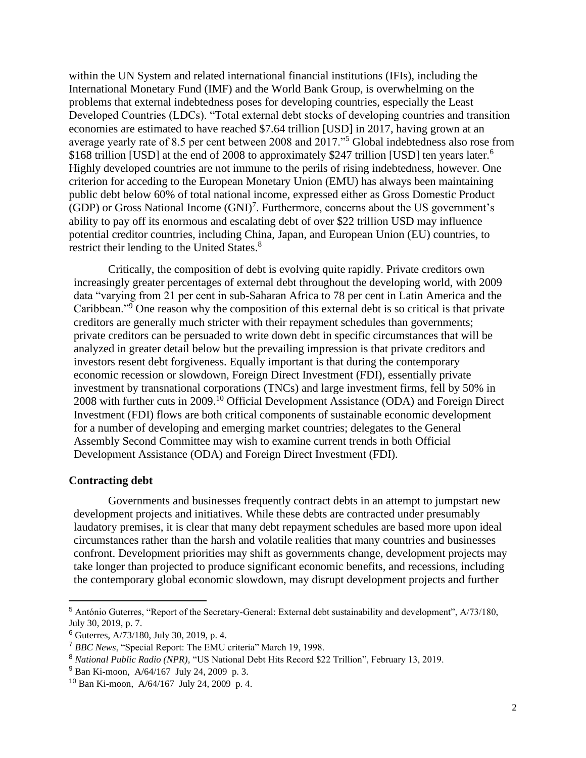within the UN System and related international financial institutions (IFIs), including the International Monetary Fund (IMF) and the World Bank Group, is overwhelming on the problems that external indebtedness poses for developing countries, especially the Least Developed Countries (LDCs). "Total external debt stocks of developing countries and transition economies are estimated to have reached $7.64 trillion [USD] in 2017, having grown at an average yearly rate of 8.5 per cent between 2008 and 2017."[5] Global indebtedness also rose from $168 trillion [USD] at the end of 2008 to approximately $247 trillion [USD] ten years later.[6] Highly developed countries are not immune to the perils of rising indebtedness, however. One criterion for acceding to the European Monetary Union (EMU) has always been maintaining public debt below 60% of total national income, expressed either as Gross Domestic Product (GDP) or Gross National Income (GNI)[7]. Furthermore, concerns about the US government's ability to pay off its enormous and escalating debt of over $22 trillion USD may influence potential creditor countries, including China, Japan, and European Union (EU) countries, to restrict their lending to the United States.[8]

Critically, the composition of debt is evolving quite rapidly. Private creditors own increasingly greater percentages of external debt throughout the developing world, with 2009 data "varying from 21 per cent in sub-Saharan Africa to 78 per cent in Latin America and the Caribbean."[9] One reason why the composition of this external debt is so critical is that private creditors are generally much stricter with their repayment schedules than governments; private creditors can be persuaded to write down debt in specific circumstances that will be analyzed in greater detail below but the prevailing impression is that private creditors and investors resent debt forgiveness. Equally important is that during the contemporary economic recession or slowdown, Foreign Direct Investment (FDI), essentially private investment by transnational corporations (TNCs) and large investment firms, fell by 50% in 2008 with further cuts in 2009.[10] Official Development Assistance (ODA) and Foreign Direct Investment (FDI) flows are both critical components of sustainable economic development for a number of developing and emerging market countries; delegates to the General Assembly Second Committee may wish to examine current trends in both Official Development Assistance (ODA) and Foreign Direct Investment (FDI).

## Contracting debt

Governments and businesses frequently contract debts in an attempt to jumpstart new development projects and initiatives. While these debts are contracted under presumably laudatory premises, it is clear that many debt repayment schedules are based more upon ideal circumstances rather than the harsh and volatile realities that many countries and businesses confront. Development priorities may shift as governments change, development projects may take longer than projected to produce significant economic benefits, and recessions, including the contemporary global economic slowdown, may disrupt development projects and further

---

[5] António Guterres, "Report of the Secretary-General: External debt sustainability and development", A/73/180, July 30, 2019, p. 7.

[6] Guterres, A/73/180, July 30, 2019, p. 4.

[7] *BBC News*, "Special Report: The EMU criteria" March 19, 1998.

[8] *National Public Radio (NPR),* "US National Debt Hits Record $22 Trillion", February 13, 2019.

[9] Ban Ki-moon, A/64/167 July 24, 2009 p. 3.

[10] Ban Ki-moon, A/64/167 July 24, 2009 p. 4.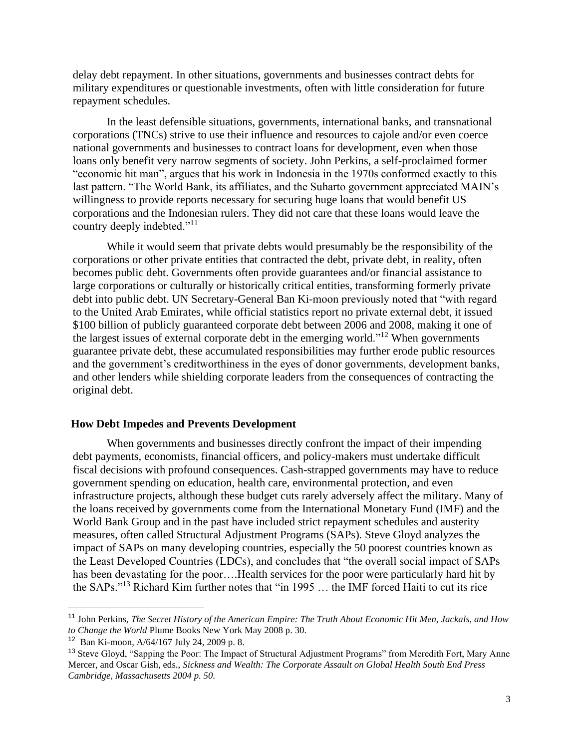delay debt repayment. In other situations, governments and businesses contract debts for military expenditures or questionable investments, often with little consideration for future repayment schedules.

In the least defensible situations, governments, international banks, and transnational corporations (TNCs) strive to use their influence and resources to cajole and/or even coerce national governments and businesses to contract loans for development, even when those loans only benefit very narrow segments of society. John Perkins, a self-proclaimed former "economic hit man", argues that his work in Indonesia in the 1970s conformed exactly to this last pattern. "The World Bank, its affiliates, and the Suharto government appreciated MAIN's willingness to provide reports necessary for securing huge loans that would benefit US corporations and the Indonesian rulers. They did not care that these loans would leave the country deeply indebted."[11]

While it would seem that private debts would presumably be the responsibility of the corporations or other private entities that contracted the debt, private debt, in reality, often becomes public debt. Governments often provide guarantees and/or financial assistance to large corporations or culturally or historically critical entities, transforming formerly private debt into public debt. UN Secretary-General Ban Ki-moon previously noted that "with regard to the United Arab Emirates, while official statistics report no private external debt, it issued $100 billion of publicly guaranteed corporate debt between 2006 and 2008, making it one of the largest issues of external corporate debt in the emerging world."[12] When governments guarantee private debt, these accumulated responsibilities may further erode public resources and the government's creditworthiness in the eyes of donor governments, development banks, and other lenders while shielding corporate leaders from the consequences of contracting the original debt.

## How Debt Impedes and Prevents Development

When governments and businesses directly confront the impact of their impending debt payments, economists, financial officers, and policy-makers must undertake difficult fiscal decisions with profound consequences. Cash-strapped governments may have to reduce government spending on education, health care, environmental protection, and even infrastructure projects, although these budget cuts rarely adversely affect the military. Many of the loans received by governments come from the International Monetary Fund (IMF) and the World Bank Group and in the past have included strict repayment schedules and austerity measures, often called Structural Adjustment Programs (SAPs). Steve Gloyd analyzes the impact of SAPs on many developing countries, especially the 50 poorest countries known as the Least Developed Countries (LDCs), and concludes that "the overall social impact of SAPs has been devastating for the poor….Health services for the poor were particularly hard hit by the SAPs."[13] Richard Kim further notes that "in 1995 … the IMF forced Haiti to cut its rice

---

[11] John Perkins, *The Secret History of the American Empire: The Truth About Economic Hit Men, Jackals, and How to Change the World* Plume Books New York May 2008 p. 30.

[12] Ban Ki-moon, A/64/167 July 24, 2009 p. 8.

[13] Steve Gloyd, "Sapping the Poor: The Impact of Structural Adjustment Programs" from Meredith Fort, Mary Anne Mercer, and Oscar Gish, eds., *Sickness and Wealth: The Corporate Assault on Global Health South End Press Cambridge, Massachusetts 2004 p. 50*.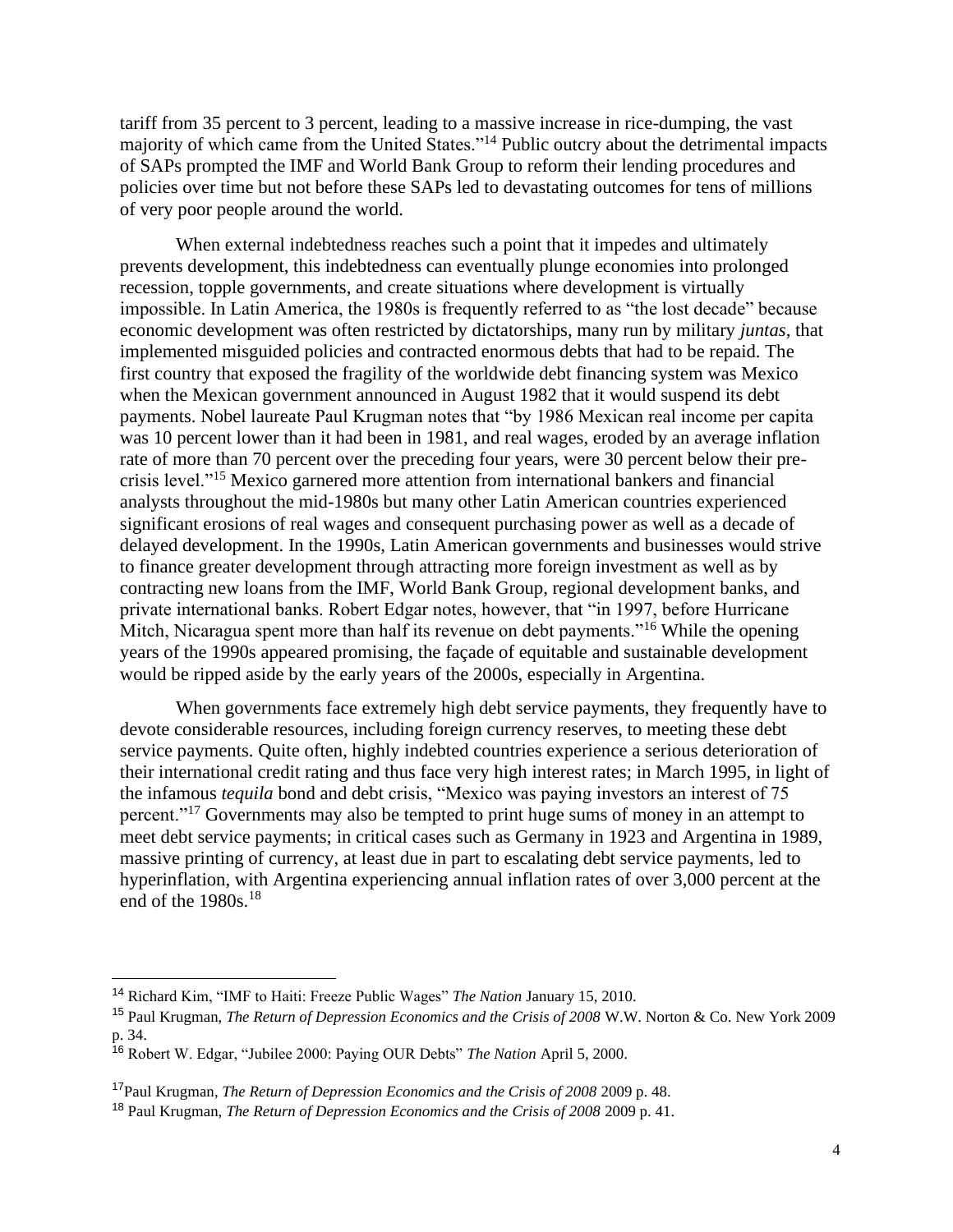tariff from 35 percent to 3 percent, leading to a massive increase in rice-dumping, the vast majority of which came from the United States."[14] Public outcry about the detrimental impacts of SAPs prompted the IMF and World Bank Group to reform their lending procedures and policies over time but not before these SAPs led to devastating outcomes for tens of millions of very poor people around the world.

When external indebtedness reaches such a point that it impedes and ultimately prevents development, this indebtedness can eventually plunge economies into prolonged recession, topple governments, and create situations where development is virtually impossible. In Latin America, the 1980s is frequently referred to as "the lost decade" because economic development was often restricted by dictatorships, many run by military *juntas*, that implemented misguided policies and contracted enormous debts that had to be repaid. The first country that exposed the fragility of the worldwide debt financing system was Mexico when the Mexican government announced in August 1982 that it would suspend its debt payments. Nobel laureate Paul Krugman notes that "by 1986 Mexican real income per capita was 10 percent lower than it had been in 1981, and real wages, eroded by an average inflation rate of more than 70 percent over the preceding four years, were 30 percent below their pre-crisis level."[15] Mexico garnered more attention from international bankers and financial analysts throughout the mid-1980s but many other Latin American countries experienced significant erosions of real wages and consequent purchasing power as well as a decade of delayed development. In the 1990s, Latin American governments and businesses would strive to finance greater development through attracting more foreign investment as well as by contracting new loans from the IMF, World Bank Group, regional development banks, and private international banks. Robert Edgar notes, however, that "in 1997, before Hurricane Mitch, Nicaragua spent more than half its revenue on debt payments."[16] While the opening years of the 1990s appeared promising, the façade of equitable and sustainable development would be ripped aside by the early years of the 2000s, especially in Argentina.

When governments face extremely high debt service payments, they frequently have to devote considerable resources, including foreign currency reserves, to meeting these debt service payments. Quite often, highly indebted countries experience a serious deterioration of their international credit rating and thus face very high interest rates; in March 1995, in light of the infamous *tequila* bond and debt crisis, "Mexico was paying investors an interest of 75 percent."[17] Governments may also be tempted to print huge sums of money in an attempt to meet debt service payments; in critical cases such as Germany in 1923 and Argentina in 1989, massive printing of currency, at least due in part to escalating debt service payments, led to hyperinflation, with Argentina experiencing annual inflation rates of over 3,000 percent at the end of the 1980s.[18]

---

[14] Richard Kim, "IMF to Haiti: Freeze Public Wages" *The Nation* January 15, 2010.

[15] Paul Krugman, *The Return of Depression Economics and the Crisis of 2008* W.W. Norton & Co. New York 2009 p. 34.

[16] Robert W. Edgar, "Jubilee 2000: Paying OUR Debts" *The Nation* April 5, 2000.

[17] Paul Krugman, *The Return of Depression Economics and the Crisis of 2008* 2009 p. 48.

[18] Paul Krugman, *The Return of Depression Economics and the Crisis of 2008* 2009 p. 41.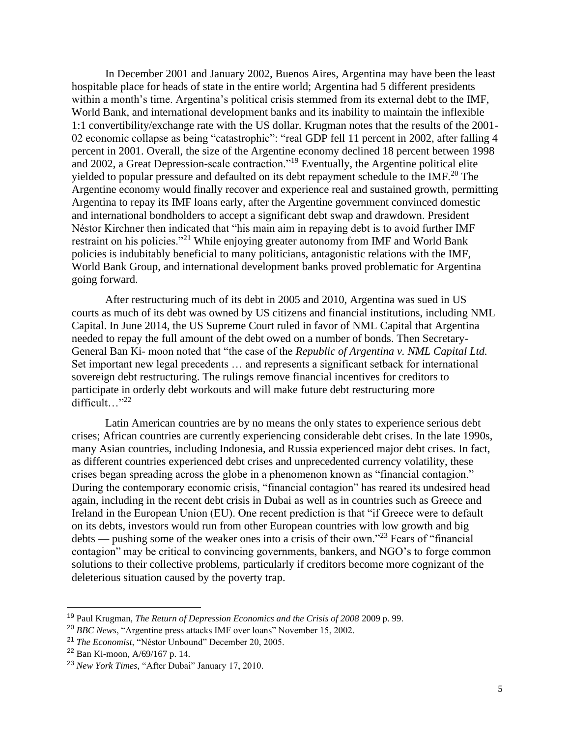In December 2001 and January 2002, Buenos Aires, Argentina may have been the least hospitable place for heads of state in the entire world; Argentina had 5 different presidents within a month's time. Argentina's political crisis stemmed from its external debt to the IMF, World Bank, and international development banks and its inability to maintain the inflexible 1:1 convertibility/exchange rate with the US dollar. Krugman notes that the results of the 2001-02 economic collapse as being "catastrophic": "real GDP fell 11 percent in 2002, after falling 4 percent in 2001. Overall, the size of the Argentine economy declined 18 percent between 1998 and 2002, a Great Depression-scale contraction."[19] Eventually, the Argentine political elite yielded to popular pressure and defaulted on its debt repayment schedule to the IMF.[20] The Argentine economy would finally recover and experience real and sustained growth, permitting Argentina to repay its IMF loans early, after the Argentine government convinced domestic and international bondholders to accept a significant debt swap and drawdown. President Néstor Kirchner then indicated that "his main aim in repaying debt is to avoid further IMF restraint on his policies."[21] While enjoying greater autonomy from IMF and World Bank policies is indubitably beneficial to many politicians, antagonistic relations with the IMF, World Bank Group, and international development banks proved problematic for Argentina going forward.

After restructuring much of its debt in 2005 and 2010, Argentina was sued in US courts as much of its debt was owned by US citizens and financial institutions, including NML Capital. In June 2014, the US Supreme Court ruled in favor of NML Capital that Argentina needed to repay the full amount of the debt owed on a number of bonds. Then Secretary-General Ban Ki- moon noted that "the case of the *Republic of Argentina v. NML Capital Ltd.* Set important new legal precedents … and represents a significant setback for international sovereign debt restructuring. The rulings remove financial incentives for creditors to participate in orderly debt workouts and will make future debt restructuring more difficult…"[22]

Latin American countries are by no means the only states to experience serious debt crises; African countries are currently experiencing considerable debt crises. In the late 1990s, many Asian countries, including Indonesia, and Russia experienced major debt crises. In fact, as different countries experienced debt crises and unprecedented currency volatility, these crises began spreading across the globe in a phenomenon known as "financial contagion." During the contemporary economic crisis, "financial contagion" has reared its undesired head again, including in the recent debt crisis in Dubai as well as in countries such as Greece and Ireland in the European Union (EU). One recent prediction is that "if Greece were to default on its debts, investors would run from other European countries with low growth and big debts — pushing some of the weaker ones into a crisis of their own."[23] Fears of "financial contagion" may be critical to convincing governments, bankers, and NGO's to forge common solutions to their collective problems, particularly if creditors become more cognizant of the deleterious situation caused by the poverty trap.

---

[19] Paul Krugman, *The Return of Depression Economics and the Crisis of 2008* 2009 p. 99.

[20] *BBC News*, "Argentine press attacks IMF over loans" November 15, 2002.

[21] *The Economist*, "Néstor Unbound" December 20, 2005.

[22] Ban Ki-moon, A/69/167 p. 14.

[23] *New York Times*, "After Dubai" January 17, 2010.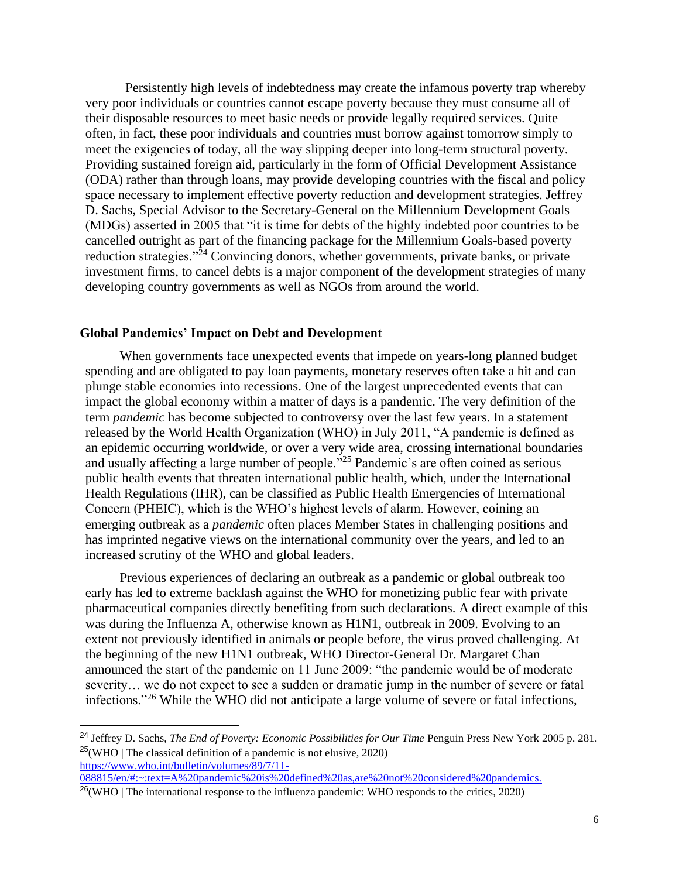Persistently high levels of indebtedness may create the infamous poverty trap whereby very poor individuals or countries cannot escape poverty because they must consume all of their disposable resources to meet basic needs or provide legally required services. Quite often, in fact, these poor individuals and countries must borrow against tomorrow simply to meet the exigencies of today, all the way slipping deeper into long-term structural poverty. Providing sustained foreign aid, particularly in the form of Official Development Assistance (ODA) rather than through loans, may provide developing countries with the fiscal and policy space necessary to implement effective poverty reduction and development strategies. Jeffrey D. Sachs, Special Advisor to the Secretary-General on the Millennium Development Goals (MDGs) asserted in 2005 that "it is time for debts of the highly indebted poor countries to be cancelled outright as part of the financing package for the Millennium Goals-based poverty reduction strategies."[24] Convincing donors, whether governments, private banks, or private investment firms, to cancel debts is a major component of the development strategies of many developing country governments as well as NGOs from around the world.

### Global Pandemics' Impact on Debt and Development

When governments face unexpected events that impede on years-long planned budget spending and are obligated to pay loan payments, monetary reserves often take a hit and can plunge stable economies into recessions. One of the largest unprecedented events that can impact the global economy within a matter of days is a pandemic. The very definition of the term *pandemic* has become subjected to controversy over the last few years. In a statement released by the World Health Organization (WHO) in July 2011, "A pandemic is defined as an epidemic occurring worldwide, or over a very wide area, crossing international boundaries and usually affecting a large number of people."[25] Pandemic's are often coined as serious public health events that threaten international public health, which, under the International Health Regulations (IHR), can be classified as Public Health Emergencies of International Concern (PHEIC), which is the WHO's highest levels of alarm. However, coining an emerging outbreak as a *pandemic* often places Member States in challenging positions and has imprinted negative views on the international community over the years, and led to an increased scrutiny of the WHO and global leaders.

Previous experiences of declaring an outbreak as a pandemic or global outbreak too early has led to extreme backlash against the WHO for monetizing public fear with private pharmaceutical companies directly benefiting from such declarations. A direct example of this was during the Influenza A, otherwise known as H1N1, outbreak in 2009. Evolving to an extent not previously identified in animals or people before, the virus proved challenging. At the beginning of the new H1N1 outbreak, WHO Director-General Dr. Margaret Chan announced the start of the pandemic on 11 June 2009: "the pandemic would be of moderate severity… we do not expect to see a sudden or dramatic jump in the number of severe or fatal infections."[26] While the WHO did not anticipate a large volume of severe or fatal infections,

---

[24] Jeffrey D. Sachs, *The End of Poverty: Economic Possibilities for Our Time* Penguin Press New York 2005 p. 281.

[25](WHO | The classical definition of a pandemic is not elusive, 2020) https://www.who.int/bulletin/volumes/89/7/11-088815/en/#:~:text=A%20pandemic%20is%20defined%20as,are%20not%20considered%20pandemics.

[26](WHO | The international response to the influenza pandemic: WHO responds to the critics, 2020)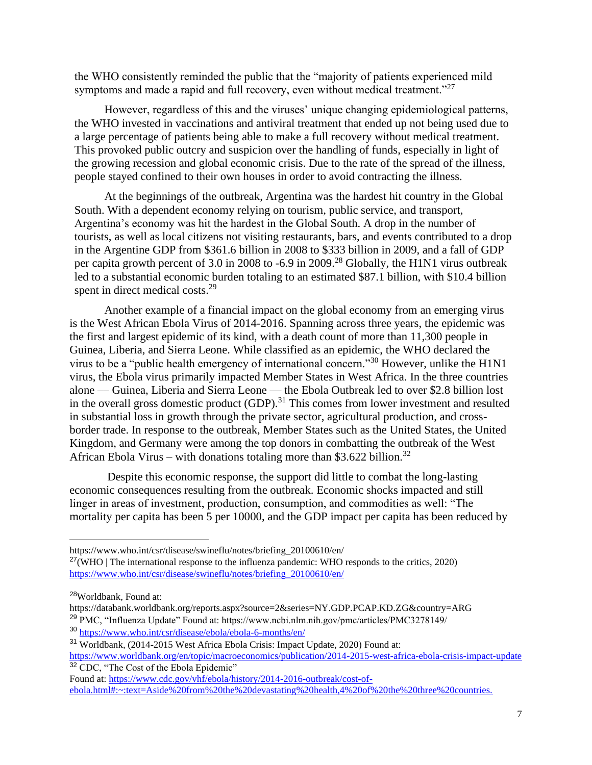the WHO consistently reminded the public that the "majority of patients experienced mild symptoms and made a rapid and full recovery, even without medical treatment."[27]

However, regardless of this and the viruses' unique changing epidemiological patterns, the WHO invested in vaccinations and antiviral treatment that ended up not being used due to a large percentage of patients being able to make a full recovery without medical treatment. This provoked public outcry and suspicion over the handling of funds, especially in light of the growing recession and global economic crisis. Due to the rate of the spread of the illness, people stayed confined to their own houses in order to avoid contracting the illness.

At the beginnings of the outbreak, Argentina was the hardest hit country in the Global South. With a dependent economy relying on tourism, public service, and transport, Argentina's economy was hit the hardest in the Global South. A drop in the number of tourists, as well as local citizens not visiting restaurants, bars, and events contributed to a drop in the Argentine GDP from $361.6 billion in 2008 to $333 billion in 2009, and a fall of GDP per capita growth percent of 3.0 in 2008 to -6.9 in 2009.[28] Globally, the H1N1 virus outbreak led to a substantial economic burden totaling to an estimated $87.1 billion, with $10.4 billion spent in direct medical costs.[29]

Another example of a financial impact on the global economy from an emerging virus is the West African Ebola Virus of 2014-2016. Spanning across three years, the epidemic was the first and largest epidemic of its kind, with a death count of more than 11,300 people in Guinea, Liberia, and Sierra Leone. While classified as an epidemic, the WHO declared the virus to be a "public health emergency of international concern."[30] However, unlike the H1N1 virus, the Ebola virus primarily impacted Member States in West Africa. In the three countries alone — Guinea, Liberia and Sierra Leone — the Ebola Outbreak led to over $2.8 billion lost in the overall gross domestic product (GDP).[31] This comes from lower investment and resulted in substantial loss in growth through the private sector, agricultural production, and cross-border trade. In response to the outbreak, Member States such as the United States, the United Kingdom, and Germany were among the top donors in combatting the outbreak of the West African Ebola Virus – with donations totaling more than $3.622 billion.[32]

Despite this economic response, the support did little to combat the long-lasting economic consequences resulting from the outbreak. Economic shocks impacted and still linger in areas of investment, production, consumption, and commodities as well: "The mortality per capita has been 5 per 10000, and the GDP impact per capita has been reduced by

---

https://www.who.int/csr/disease/swineflu/notes/briefing_20100610/en/

[27](WHO | The international response to the influenza pandemic: WHO responds to the critics, 2020) https://www.who.int/csr/disease/swineflu/notes/briefing_20100610/en/

[28]Worldbank, Found at: https://databank.worldbank.org/reports.aspx?source=2&series=NY.GDP.PCAP.KD.ZG&country=ARG

[29] PMC, "Influenza Update" Found at: https://www.ncbi.nlm.nih.gov/pmc/articles/PMC3278149/

[30] https://www.who.int/csr/disease/ebola/ebola-6-months/en/

[31] Worldbank, (2014-2015 West Africa Ebola Crisis: Impact Update, 2020) Found at: https://www.worldbank.org/en/topic/macroeconomics/publication/2014-2015-west-africa-ebola-crisis-impact-update

[32] CDC, "The Cost of the Ebola Epidemic" Found at: https://www.cdc.gov/vhf/ebola/history/2014-2016-outbreak/cost-of-ebola.html#:~:text=Aside%20from%20the%20devastating%20health,4%20of%20the%20three%20countries.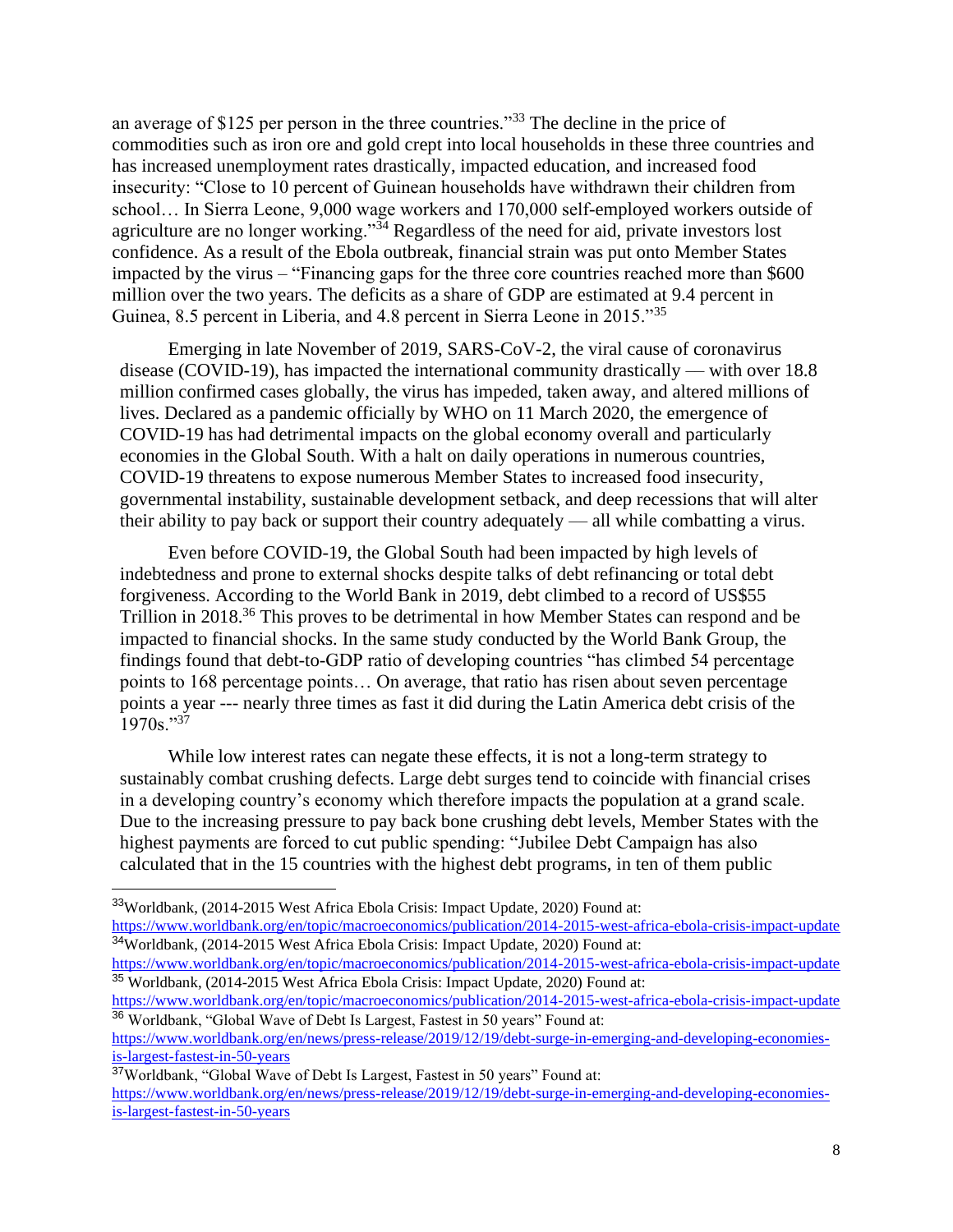an average of $125 per person in the three countries."[33] The decline in the price of commodities such as iron ore and gold crept into local households in these three countries and has increased unemployment rates drastically, impacted education, and increased food insecurity: "Close to 10 percent of Guinean households have withdrawn their children from school… In Sierra Leone, 9,000 wage workers and 170,000 self-employed workers outside of agriculture are no longer working."[34] Regardless of the need for aid, private investors lost confidence. As a result of the Ebola outbreak, financial strain was put onto Member States impacted by the virus – "Financing gaps for the three core countries reached more than $600 million over the two years. The deficits as a share of GDP are estimated at 9.4 percent in Guinea, 8.5 percent in Liberia, and 4.8 percent in Sierra Leone in 2015."[35]

Emerging in late November of 2019, SARS-CoV-2, the viral cause of coronavirus disease (COVID-19), has impacted the international community drastically — with over 18.8 million confirmed cases globally, the virus has impeded, taken away, and altered millions of lives. Declared as a pandemic officially by WHO on 11 March 2020, the emergence of COVID-19 has had detrimental impacts on the global economy overall and particularly economies in the Global South. With a halt on daily operations in numerous countries, COVID-19 threatens to expose numerous Member States to increased food insecurity, governmental instability, sustainable development setback, and deep recessions that will alter their ability to pay back or support their country adequately — all while combatting a virus.

Even before COVID-19, the Global South had been impacted by high levels of indebtedness and prone to external shocks despite talks of debt refinancing or total debt forgiveness. According to the World Bank in 2019, debt climbed to a record of US$55 Trillion in 2018.[36] This proves to be detrimental in how Member States can respond and be impacted to financial shocks. In the same study conducted by the World Bank Group, the findings found that debt-to-GDP ratio of developing countries "has climbed 54 percentage points to 168 percentage points… On average, that ratio has risen about seven percentage points a year --- nearly three times as fast it did during the Latin America debt crisis of the 1970s."[37]

While low interest rates can negate these effects, it is not a long-term strategy to sustainably combat crushing defects. Large debt surges tend to coincide with financial crises in a developing country's economy which therefore impacts the population at a grand scale. Due to the increasing pressure to pay back bone crushing debt levels, Member States with the highest payments are forced to cut public spending: "Jubilee Debt Campaign has also calculated that in the 15 countries with the highest debt programs, in ten of them public

---

[33] Worldbank, (2014-2015 West Africa Ebola Crisis: Impact Update, 2020) Found at: https://www.worldbank.org/en/topic/macroeconomics/publication/2014-2015-west-africa-ebola-crisis-impact-update

[34] Worldbank, (2014-2015 West Africa Ebola Crisis: Impact Update, 2020) Found at: https://www.worldbank.org/en/topic/macroeconomics/publication/2014-2015-west-africa-ebola-crisis-impact-update

[35] Worldbank, (2014-2015 West Africa Ebola Crisis: Impact Update, 2020) Found at: https://www.worldbank.org/en/topic/macroeconomics/publication/2014-2015-west-africa-ebola-crisis-impact-update

[36] Worldbank, "Global Wave of Debt Is Largest, Fastest in 50 years" Found at: https://www.worldbank.org/en/news/press-release/2019/12/19/debt-surge-in-emerging-and-developing-economies-is-largest-fastest-in-50-years

[37] Worldbank, "Global Wave of Debt Is Largest, Fastest in 50 years" Found at: https://www.worldbank.org/en/news/press-release/2019/12/19/debt-surge-in-emerging-and-developing-economies-is-largest-fastest-in-50-years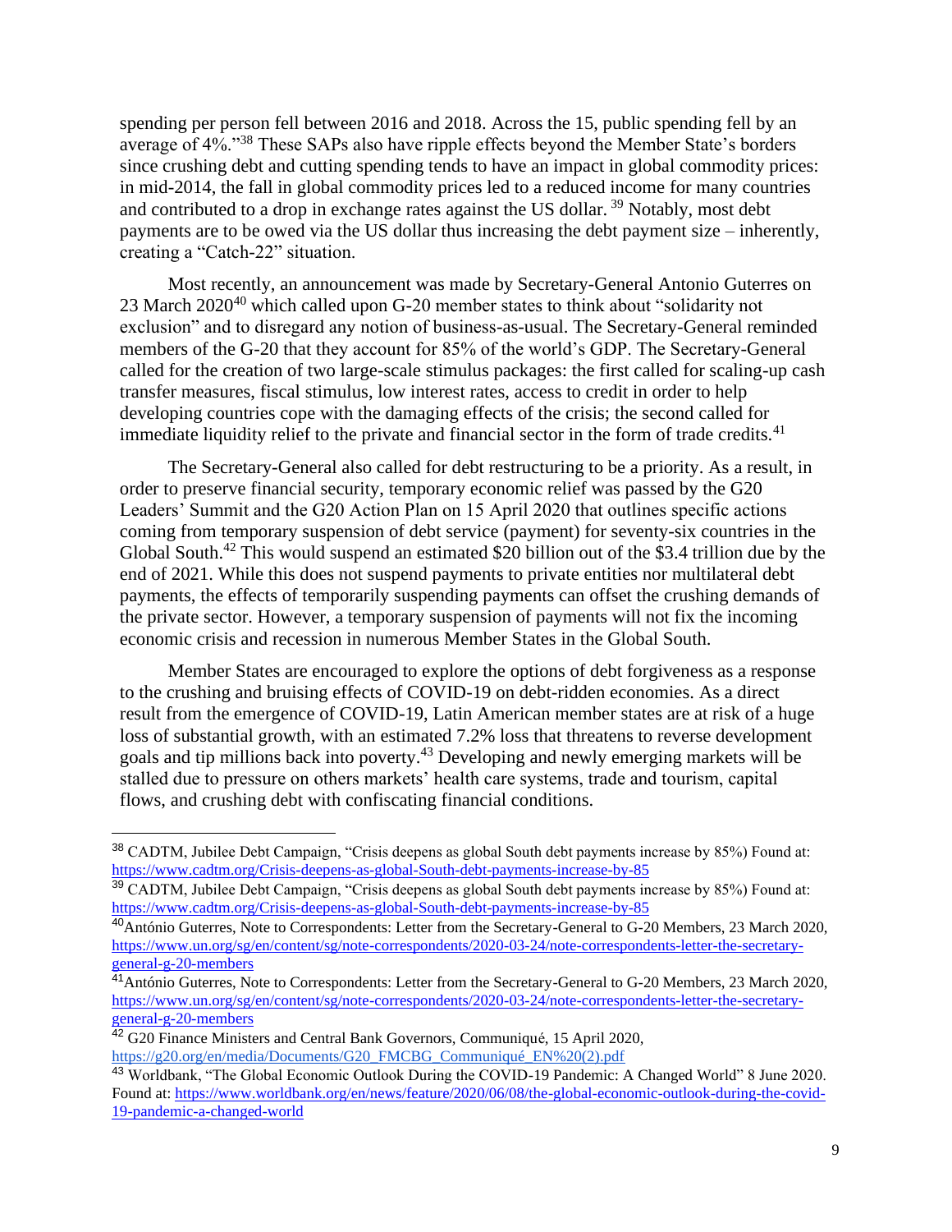spending per person fell between 2016 and 2018. Across the 15, public spending fell by an average of 4%."[38] These SAPs also have ripple effects beyond the Member State's borders since crushing debt and cutting spending tends to have an impact in global commodity prices: in mid-2014, the fall in global commodity prices led to a reduced income for many countries and contributed to a drop in exchange rates against the US dollar.[39] Notably, most debt payments are to be owed via the US dollar thus increasing the debt payment size – inherently, creating a "Catch-22" situation.

Most recently, an announcement was made by Secretary-General Antonio Guterres on 23 March 2020[40] which called upon G-20 member states to think about "solidarity not exclusion" and to disregard any notion of business-as-usual. The Secretary-General reminded members of the G-20 that they account for 85% of the world's GDP. The Secretary-General called for the creation of two large-scale stimulus packages: the first called for scaling-up cash transfer measures, fiscal stimulus, low interest rates, access to credit in order to help developing countries cope with the damaging effects of the crisis; the second called for immediate liquidity relief to the private and financial sector in the form of trade credits.[41]

The Secretary-General also called for debt restructuring to be a priority. As a result, in order to preserve financial security, temporary economic relief was passed by the G20 Leaders' Summit and the G20 Action Plan on 15 April 2020 that outlines specific actions coming from temporary suspension of debt service (payment) for seventy-six countries in the Global South.[42] This would suspend an estimated $20 billion out of the $3.4 trillion due by the end of 2021. While this does not suspend payments to private entities nor multilateral debt payments, the effects of temporarily suspending payments can offset the crushing demands of the private sector. However, a temporary suspension of payments will not fix the incoming economic crisis and recession in numerous Member States in the Global South.

Member States are encouraged to explore the options of debt forgiveness as a response to the crushing and bruising effects of COVID-19 on debt-ridden economies. As a direct result from the emergence of COVID-19, Latin American member states are at risk of a huge loss of substantial growth, with an estimated 7.2% loss that threatens to reverse development goals and tip millions back into poverty.[43] Developing and newly emerging markets will be stalled due to pressure on others markets' health care systems, trade and tourism, capital flows, and crushing debt with confiscating financial conditions.

---

[38] CADTM, Jubilee Debt Campaign, "Crisis deepens as global South debt payments increase by 85%) Found at: https://www.cadtm.org/Crisis-deepens-as-global-South-debt-payments-increase-by-85

[39] CADTM, Jubilee Debt Campaign, "Crisis deepens as global South debt payments increase by 85%) Found at: https://www.cadtm.org/Crisis-deepens-as-global-South-debt-payments-increase-by-85

[40] António Guterres, Note to Correspondents: Letter from the Secretary-General to G-20 Members, 23 March 2020, https://www.un.org/sg/en/content/sg/note-correspondents/2020-03-24/note-correspondents-letter-the-secretary-general-g-20-members

[41] António Guterres, Note to Correspondents: Letter from the Secretary-General to G-20 Members, 23 March 2020, https://www.un.org/sg/en/content/sg/note-correspondents/2020-03-24/note-correspondents-letter-the-secretary-general-g-20-members

[42] G20 Finance Ministers and Central Bank Governors, Communiqué, 15 April 2020, https://g20.org/en/media/Documents/G20_FMCBG_Communiqué_EN%20(2).pdf

[43] Worldbank, "The Global Economic Outlook During the COVID-19 Pandemic: A Changed World" 8 June 2020. Found at: https://www.worldbank.org/en/news/feature/2020/06/08/the-global-economic-outlook-during-the-covid-19-pandemic-a-changed-world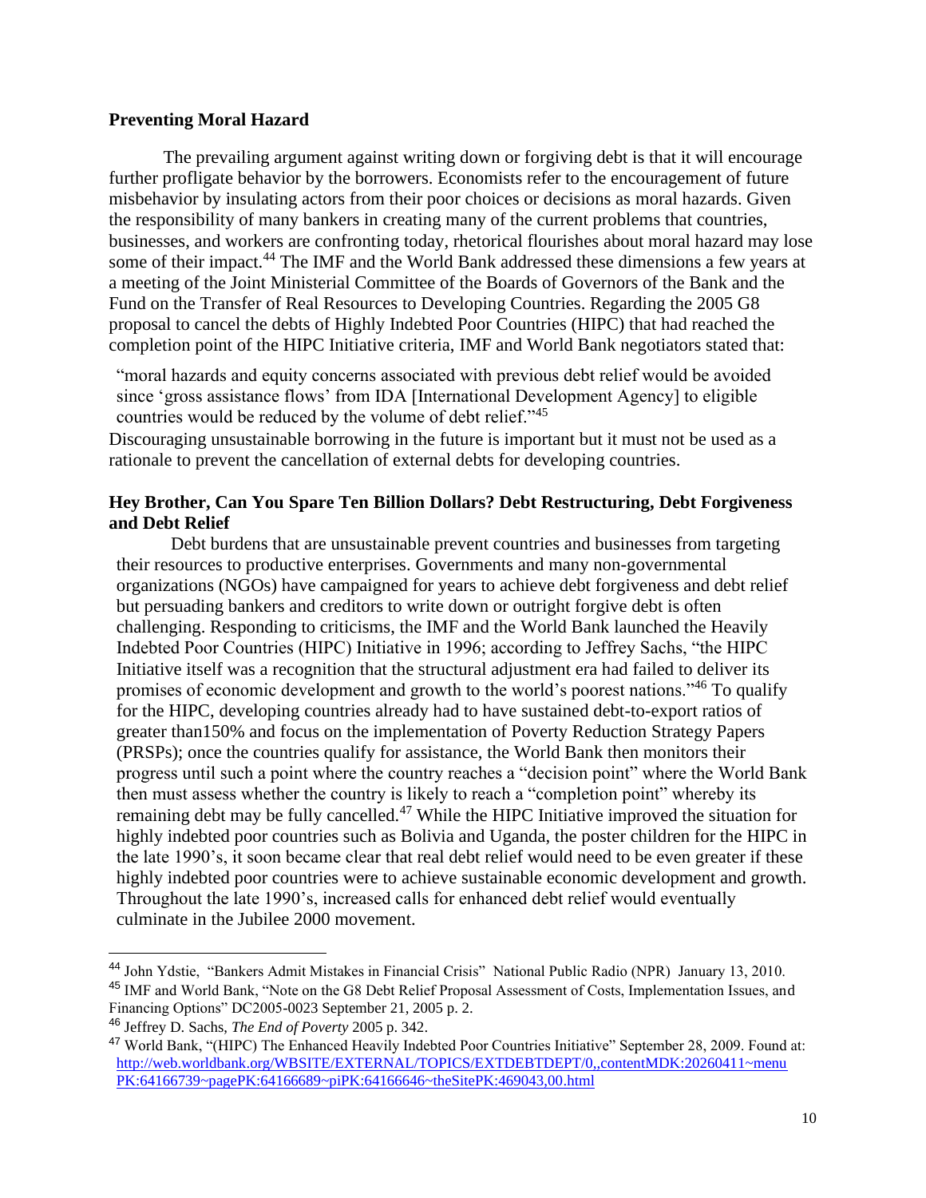## Preventing Moral Hazard

The prevailing argument against writing down or forgiving debt is that it will encourage further profligate behavior by the borrowers. Economists refer to the encouragement of future misbehavior by insulating actors from their poor choices or decisions as moral hazards. Given the responsibility of many bankers in creating many of the current problems that countries, businesses, and workers are confronting today, rhetorical flourishes about moral hazard may lose some of their impact.[44] The IMF and the World Bank addressed these dimensions a few years at a meeting of the Joint Ministerial Committee of the Boards of Governors of the Bank and the Fund on the Transfer of Real Resources to Developing Countries. Regarding the 2005 G8 proposal to cancel the debts of Highly Indebted Poor Countries (HIPC) that had reached the completion point of the HIPC Initiative criteria, IMF and World Bank negotiators stated that:

> "moral hazards and equity concerns associated with previous debt relief would be avoided since 'gross assistance flows' from IDA [International Development Agency] to eligible countries would be reduced by the volume of debt relief."[45]

Discouraging unsustainable borrowing in the future is important but it must not be used as a rationale to prevent the cancellation of external debts for developing countries.

## Hey Brother, Can You Spare Ten Billion Dollars? Debt Restructuring, Debt Forgiveness and Debt Relief

Debt burdens that are unsustainable prevent countries and businesses from targeting their resources to productive enterprises. Governments and many non-governmental organizations (NGOs) have campaigned for years to achieve debt forgiveness and debt relief but persuading bankers and creditors to write down or outright forgive debt is often challenging. Responding to criticisms, the IMF and the World Bank launched the Heavily Indebted Poor Countries (HIPC) Initiative in 1996; according to Jeffrey Sachs, "the HIPC Initiative itself was a recognition that the structural adjustment era had failed to deliver its promises of economic development and growth to the world's poorest nations."[46] To qualify for the HIPC, developing countries already had to have sustained debt-to-export ratios of greater than150% and focus on the implementation of Poverty Reduction Strategy Papers (PRSPs); once the countries qualify for assistance, the World Bank then monitors their progress until such a point where the country reaches a "decision point" where the World Bank then must assess whether the country is likely to reach a "completion point" whereby its remaining debt may be fully cancelled.[47] While the HIPC Initiative improved the situation for highly indebted poor countries such as Bolivia and Uganda, the poster children for the HIPC in the late 1990's, it soon became clear that real debt relief would need to be even greater if these highly indebted poor countries were to achieve sustainable economic development and growth. Throughout the late 1990's, increased calls for enhanced debt relief would eventually culminate in the Jubilee 2000 movement.

---

[44] John Ydstie, "Bankers Admit Mistakes in Financial Crisis" National Public Radio (NPR) January 13, 2010.

[45] IMF and World Bank, "Note on the G8 Debt Relief Proposal Assessment of Costs, Implementation Issues, and Financing Options" DC2005-0023 September 21, 2005 p. 2.

[46] Jeffrey D. Sachs, *The End of Poverty* 2005 p. 342.

[47] World Bank, "(HIPC) The Enhanced Heavily Indebted Poor Countries Initiative" September 28, 2009. Found at: http://web.worldbank.org/WBSITE/EXTERNAL/TOPICS/EXTDEBTDEPT/0,,contentMDK:20260411~menuPK:64166739~pagePK:64166689~piPK:64166646~theSitePK:469043,00.html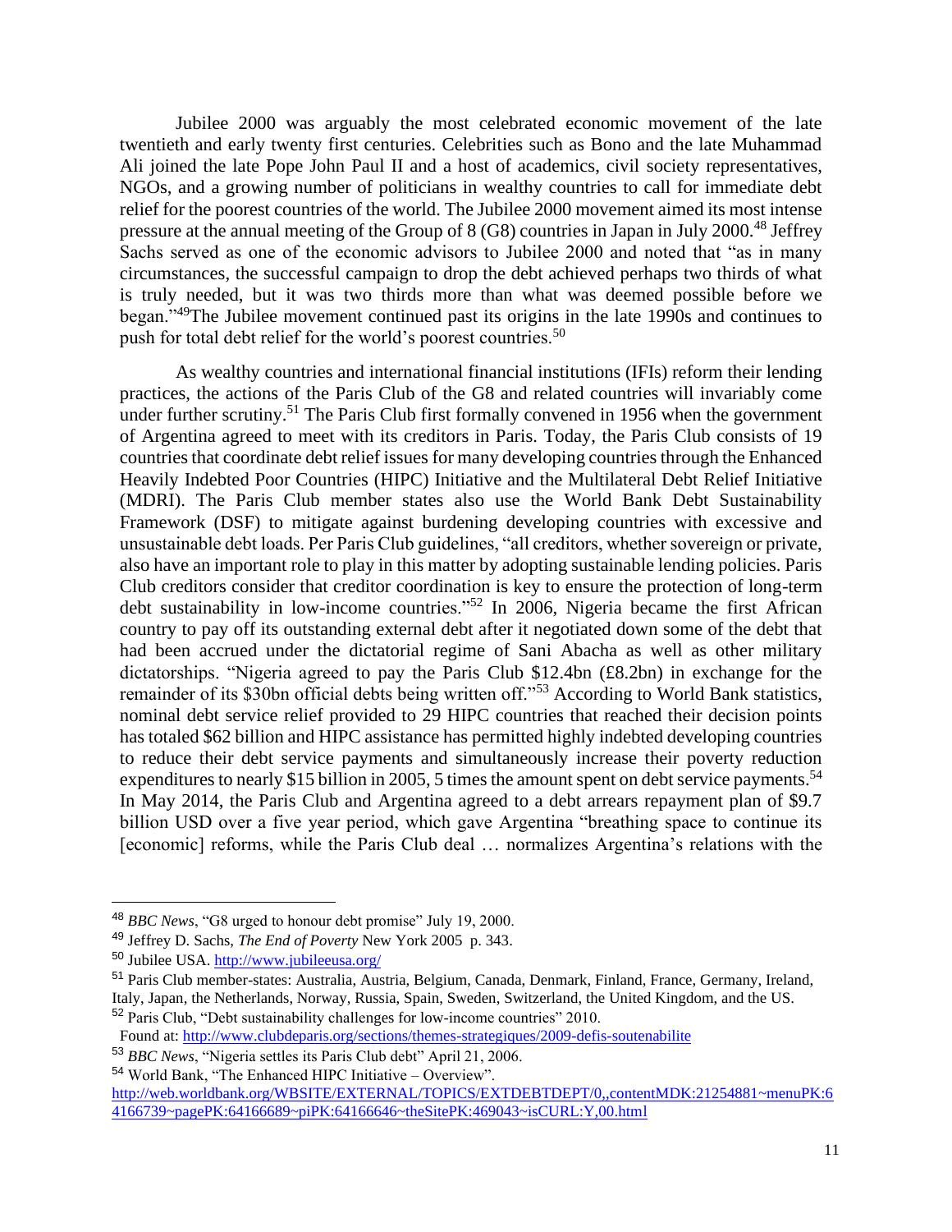Jubilee 2000 was arguably the most celebrated economic movement of the late twentieth and early twenty first centuries. Celebrities such as Bono and the late Muhammad Ali joined the late Pope John Paul II and a host of academics, civil society representatives, NGOs, and a growing number of politicians in wealthy countries to call for immediate debt relief for the poorest countries of the world. The Jubilee 2000 movement aimed its most intense pressure at the annual meeting of the Group of 8 (G8) countries in Japan in July 2000.[48] Jeffrey Sachs served as one of the economic advisors to Jubilee 2000 and noted that "as in many circumstances, the successful campaign to drop the debt achieved perhaps two thirds of what is truly needed, but it was two thirds more than what was deemed possible before we began."[49]The Jubilee movement continued past its origins in the late 1990s and continues to push for total debt relief for the world's poorest countries.[50]

As wealthy countries and international financial institutions (IFIs) reform their lending practices, the actions of the Paris Club of the G8 and related countries will invariably come under further scrutiny.[51] The Paris Club first formally convened in 1956 when the government of Argentina agreed to meet with its creditors in Paris. Today, the Paris Club consists of 19 countries that coordinate debt relief issues for many developing countries through the Enhanced Heavily Indebted Poor Countries (HIPC) Initiative and the Multilateral Debt Relief Initiative (MDRI). The Paris Club member states also use the World Bank Debt Sustainability Framework (DSF) to mitigate against burdening developing countries with excessive and unsustainable debt loads. Per Paris Club guidelines, "all creditors, whether sovereign or private, also have an important role to play in this matter by adopting sustainable lending policies. Paris Club creditors consider that creditor coordination is key to ensure the protection of long-term debt sustainability in low-income countries."[52] In 2006, Nigeria became the first African country to pay off its outstanding external debt after it negotiated down some of the debt that had been accrued under the dictatorial regime of Sani Abacha as well as other military dictatorships. "Nigeria agreed to pay the Paris Club $12.4bn (£8.2bn) in exchange for the remainder of its $30bn official debts being written off."[53] According to World Bank statistics, nominal debt service relief provided to 29 HIPC countries that reached their decision points has totaled $62 billion and HIPC assistance has permitted highly indebted developing countries to reduce their debt service payments and simultaneously increase their poverty reduction expenditures to nearly $15 billion in 2005, 5 times the amount spent on debt service payments.[54] In May 2014, the Paris Club and Argentina agreed to a debt arrears repayment plan of $9.7 billion USD over a five year period, which gave Argentina "breathing space to continue its [economic] reforms, while the Paris Club deal … normalizes Argentina's relations with the

---

[48] *BBC News*, "G8 urged to honour debt promise" July 19, 2000.

[49] Jeffrey D. Sachs, *The End of Poverty* New York 2005 p. 343.

[50] Jubilee USA. http://www.jubileeusa.org/

[51] Paris Club member-states: Australia, Austria, Belgium, Canada, Denmark, Finland, France, Germany, Ireland, Italy, Japan, the Netherlands, Norway, Russia, Spain, Sweden, Switzerland, the United Kingdom, and the US.

[52] Paris Club, "Debt sustainability challenges for low-income countries" 2010. Found at: http://www.clubdeparis.org/sections/themes-strategiques/2009-defis-soutenabilite

[53] *BBC News*, "Nigeria settles its Paris Club debt" April 21, 2006.

[54] World Bank, "The Enhanced HIPC Initiative – Overview". http://web.worldbank.org/WBSITE/EXTERNAL/TOPICS/EXTDEBTDEPT/0,,contentMDK:21254881~menuPK:64166739~pagePK:64166689~piPK:64166646~theSitePK:469043~isCURL:Y,00.html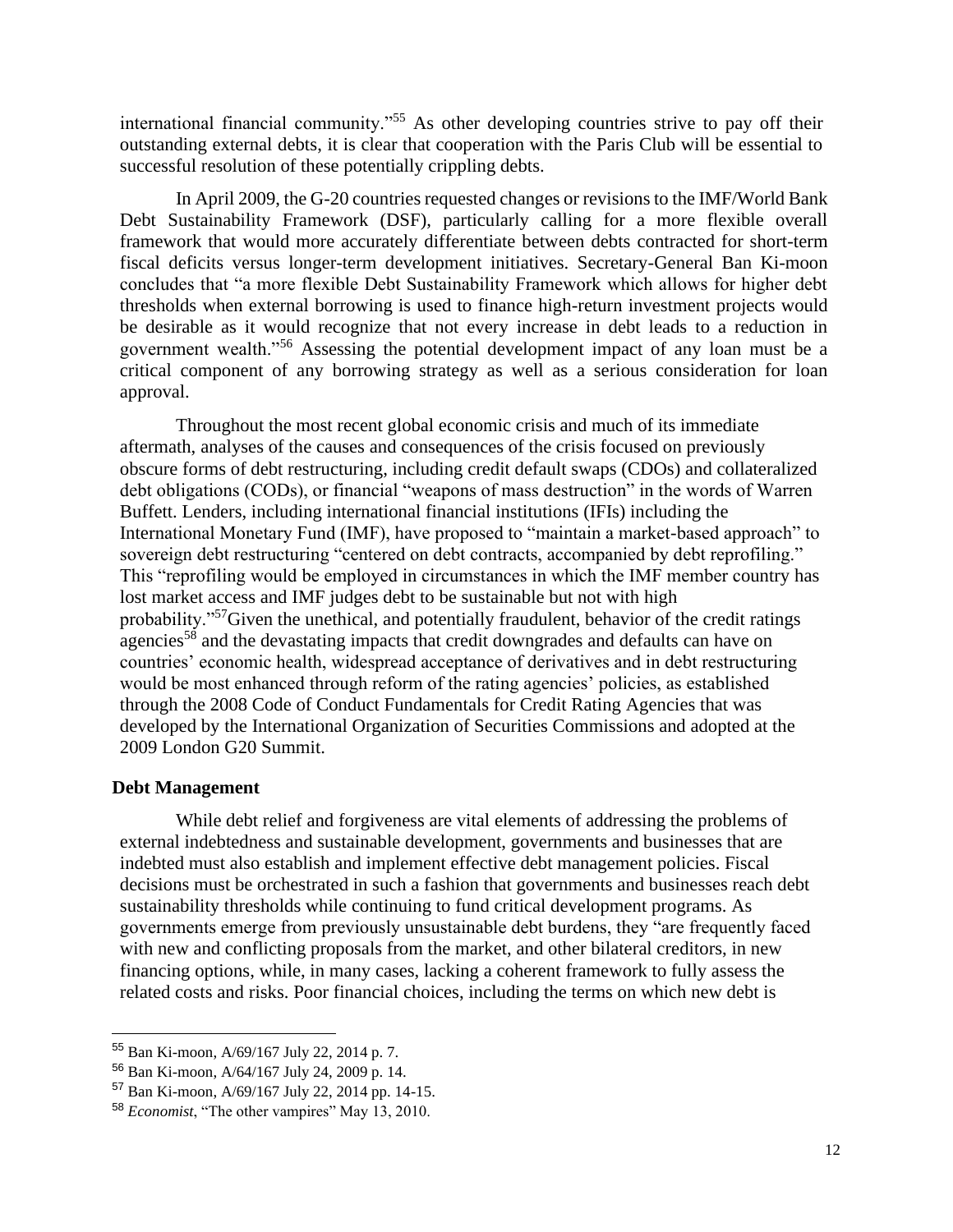international financial community."[55] As other developing countries strive to pay off their outstanding external debts, it is clear that cooperation with the Paris Club will be essential to successful resolution of these potentially crippling debts.

In April 2009, the G-20 countries requested changes or revisions to the IMF/World Bank Debt Sustainability Framework (DSF), particularly calling for a more flexible overall framework that would more accurately differentiate between debts contracted for short-term fiscal deficits versus longer-term development initiatives. Secretary-General Ban Ki-moon concludes that "a more flexible Debt Sustainability Framework which allows for higher debt thresholds when external borrowing is used to finance high-return investment projects would be desirable as it would recognize that not every increase in debt leads to a reduction in government wealth."[56] Assessing the potential development impact of any loan must be a critical component of any borrowing strategy as well as a serious consideration for loan approval.

Throughout the most recent global economic crisis and much of its immediate aftermath, analyses of the causes and consequences of the crisis focused on previously obscure forms of debt restructuring, including credit default swaps (CDOs) and collateralized debt obligations (CODs), or financial "weapons of mass destruction" in the words of Warren Buffett. Lenders, including international financial institutions (IFIs) including the International Monetary Fund (IMF), have proposed to "maintain a market-based approach" to sovereign debt restructuring "centered on debt contracts, accompanied by debt reprofiling." This "reprofiling would be employed in circumstances in which the IMF member country has lost market access and IMF judges debt to be sustainable but not with high probability."[57]Given the unethical, and potentially fraudulent, behavior of the credit ratings agencies[58] and the devastating impacts that credit downgrades and defaults can have on countries' economic health, widespread acceptance of derivatives and in debt restructuring would be most enhanced through reform of the rating agencies' policies, as established through the 2008 Code of Conduct Fundamentals for Credit Rating Agencies that was developed by the International Organization of Securities Commissions and adopted at the 2009 London G20 Summit.

**Debt Management**

While debt relief and forgiveness are vital elements of addressing the problems of external indebtedness and sustainable development, governments and businesses that are indebted must also establish and implement effective debt management policies. Fiscal decisions must be orchestrated in such a fashion that governments and businesses reach debt sustainability thresholds while continuing to fund critical development programs. As governments emerge from previously unsustainable debt burdens, they "are frequently faced with new and conflicting proposals from the market, and other bilateral creditors, in new financing options, while, in many cases, lacking a coherent framework to fully assess the related costs and risks. Poor financial choices, including the terms on which new debt is

---

[55] Ban Ki-moon, A/69/167 July 22, 2014 p. 7.

[56] Ban Ki-moon, A/64/167 July 24, 2009 p. 14.

[57] Ban Ki-moon, A/69/167 July 22, 2014 pp. 14-15.

[58] *Economist*, "The other vampires" May 13, 2010.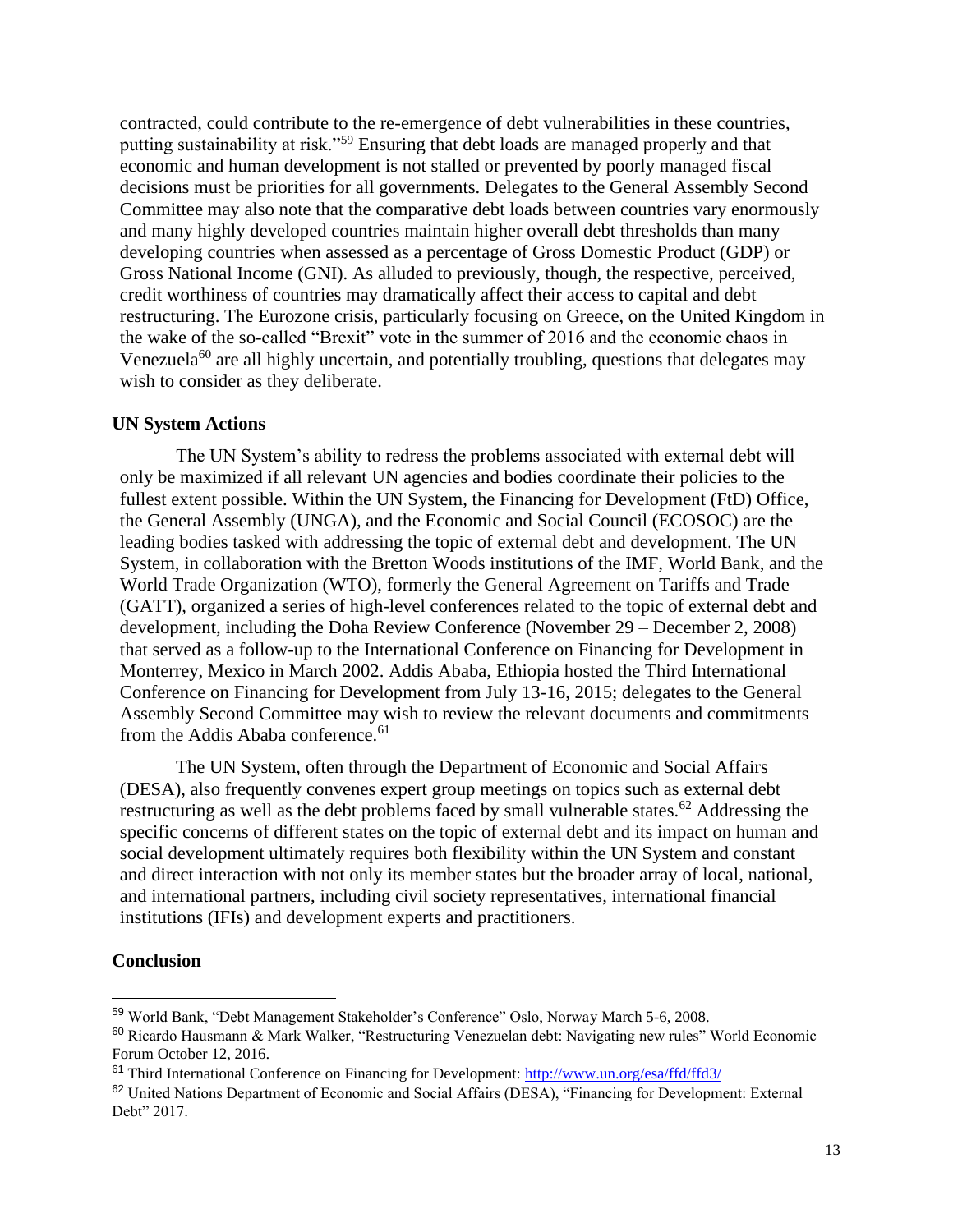contracted, could contribute to the re-emergence of debt vulnerabilities in these countries, putting sustainability at risk."[59] Ensuring that debt loads are managed properly and that economic and human development is not stalled or prevented by poorly managed fiscal decisions must be priorities for all governments. Delegates to the General Assembly Second Committee may also note that the comparative debt loads between countries vary enormously and many highly developed countries maintain higher overall debt thresholds than many developing countries when assessed as a percentage of Gross Domestic Product (GDP) or Gross National Income (GNI). As alluded to previously, though, the respective, perceived, credit worthiness of countries may dramatically affect their access to capital and debt restructuring. The Eurozone crisis, particularly focusing on Greece, on the United Kingdom in the wake of the so-called "Brexit" vote in the summer of 2016 and the economic chaos in Venezuela[60] are all highly uncertain, and potentially troubling, questions that delegates may wish to consider as they deliberate.

**UN System Actions**

The UN System's ability to redress the problems associated with external debt will only be maximized if all relevant UN agencies and bodies coordinate their policies to the fullest extent possible. Within the UN System, the Financing for Development (FtD) Office, the General Assembly (UNGA), and the Economic and Social Council (ECOSOC) are the leading bodies tasked with addressing the topic of external debt and development. The UN System, in collaboration with the Bretton Woods institutions of the IMF, World Bank, and the World Trade Organization (WTO), formerly the General Agreement on Tariffs and Trade (GATT), organized a series of high-level conferences related to the topic of external debt and development, including the Doha Review Conference (November 29 – December 2, 2008) that served as a follow-up to the International Conference on Financing for Development in Monterrey, Mexico in March 2002. Addis Ababa, Ethiopia hosted the Third International Conference on Financing for Development from July 13-16, 2015; delegates to the General Assembly Second Committee may wish to review the relevant documents and commitments from the Addis Ababa conference.[61]

The UN System, often through the Department of Economic and Social Affairs (DESA), also frequently convenes expert group meetings on topics such as external debt restructuring as well as the debt problems faced by small vulnerable states.[62] Addressing the specific concerns of different states on the topic of external debt and its impact on human and social development ultimately requires both flexibility within the UN System and constant and direct interaction with not only its member states but the broader array of local, national, and international partners, including civil society representatives, international financial institutions (IFIs) and development experts and practitioners.

**Conclusion**

---

[59] World Bank, "Debt Management Stakeholder's Conference" Oslo, Norway March 5-6, 2008.

[60] Ricardo Hausmann & Mark Walker, "Restructuring Venezuelan debt: Navigating new rules" World Economic Forum October 12, 2016.

[61] Third International Conference on Financing for Development: http://www.un.org/esa/ffd/ffd3/

[62] United Nations Department of Economic and Social Affairs (DESA), "Financing for Development: External Debt" 2017.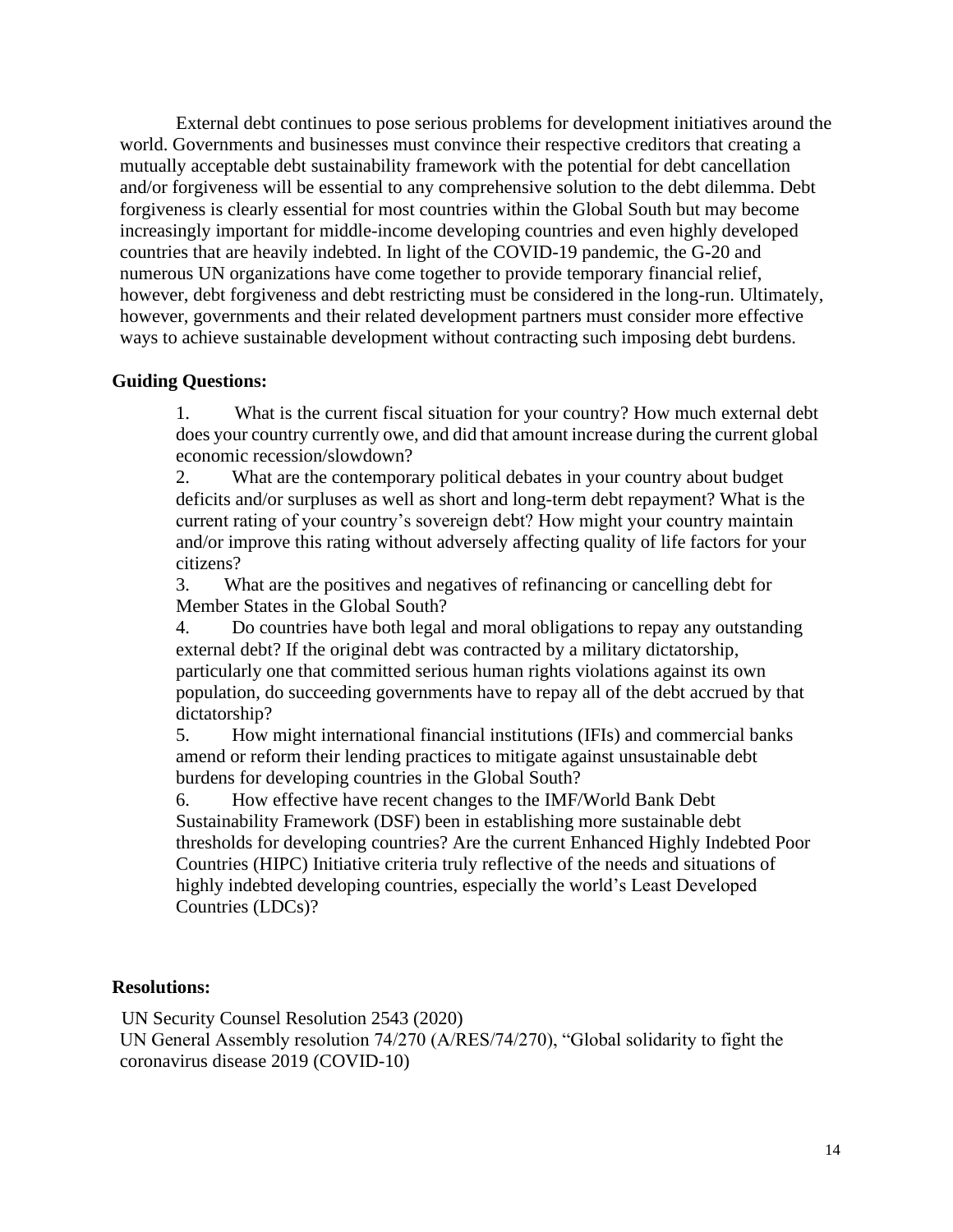External debt continues to pose serious problems for development initiatives around the world. Governments and businesses must convince their respective creditors that creating a mutually acceptable debt sustainability framework with the potential for debt cancellation and/or forgiveness will be essential to any comprehensive solution to the debt dilemma. Debt forgiveness is clearly essential for most countries within the Global South but may become increasingly important for middle-income developing countries and even highly developed countries that are heavily indebted. In light of the COVID-19 pandemic, the G-20 and numerous UN organizations have come together to provide temporary financial relief, however, debt forgiveness and debt restricting must be considered in the long-run. Ultimately, however, governments and their related development partners must consider more effective ways to achieve sustainable development without contracting such imposing debt burdens.

**Guiding Questions:**

1. What is the current fiscal situation for your country? How much external debt does your country currently owe, and did that amount increase during the current global economic recession/slowdown?
2. What are the contemporary political debates in your country about budget deficits and/or surpluses as well as short and long-term debt repayment? What is the current rating of your country's sovereign debt? How might your country maintain and/or improve this rating without adversely affecting quality of life factors for your citizens?
3. What are the positives and negatives of refinancing or cancelling debt for Member States in the Global South?
4. Do countries have both legal and moral obligations to repay any outstanding external debt? If the original debt was contracted by a military dictatorship, particularly one that committed serious human rights violations against its own population, do succeeding governments have to repay all of the debt accrued by that dictatorship?
5. How might international financial institutions (IFIs) and commercial banks amend or reform their lending practices to mitigate against unsustainable debt burdens for developing countries in the Global South?
6. How effective have recent changes to the IMF/World Bank Debt Sustainability Framework (DSF) been in establishing more sustainable debt thresholds for developing countries? Are the current Enhanced Highly Indebted Poor Countries (HIPC) Initiative criteria truly reflective of the needs and situations of highly indebted developing countries, especially the world's Least Developed Countries (LDCs)?

**Resolutions:**

UN Security Counsel Resolution 2543 (2020)
UN General Assembly resolution 74/270 (A/RES/74/270), "Global solidarity to fight the coronavirus disease 2019 (COVID-10)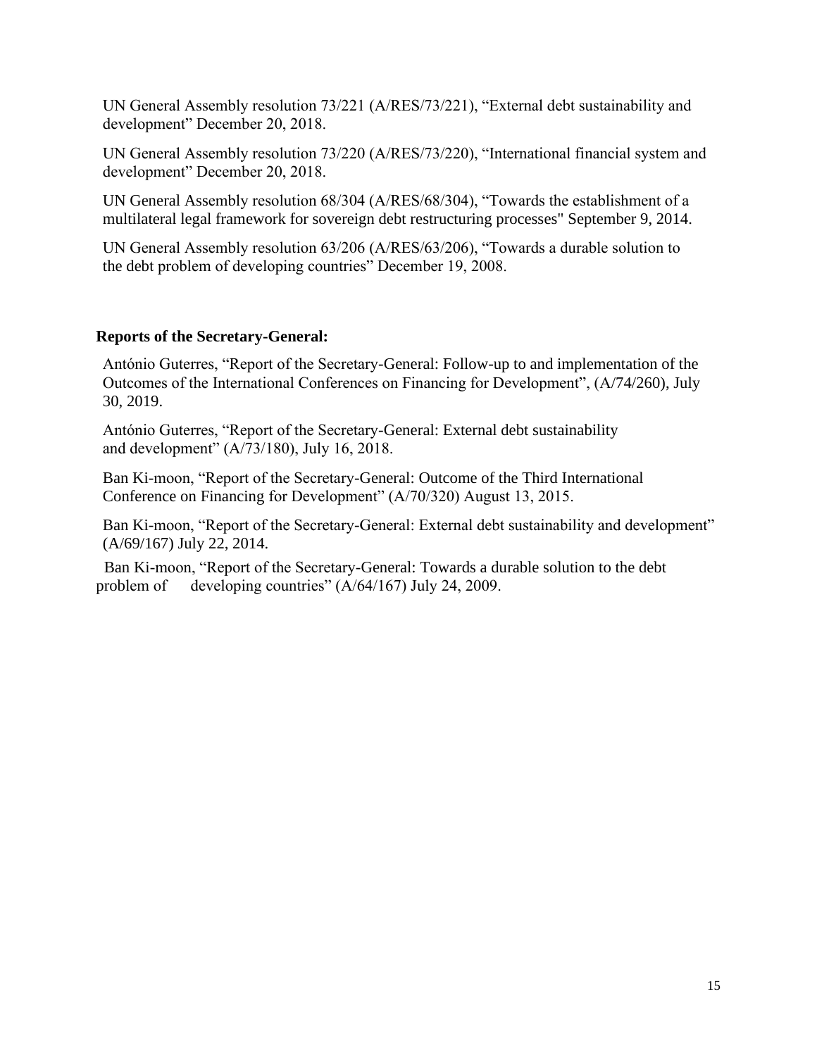UN General Assembly resolution 73/221 (A/RES/73/221), "External debt sustainability and development" December 20, 2018.

UN General Assembly resolution 73/220 (A/RES/73/220), "International financial system and development" December 20, 2018.

UN General Assembly resolution 68/304 (A/RES/68/304), "Towards the establishment of a multilateral legal framework for sovereign debt restructuring processes" September 9, 2014.

UN General Assembly resolution 63/206 (A/RES/63/206), "Towards a durable solution to the debt problem of developing countries" December 19, 2008.

**Reports of the Secretary-General:**

António Guterres, "Report of the Secretary-General: Follow-up to and implementation of the Outcomes of the International Conferences on Financing for Development", (A/74/260), July 30, 2019.

António Guterres, "Report of the Secretary-General: External debt sustainability and development" (A/73/180), July 16, 2018.

Ban Ki-moon, "Report of the Secretary-General: Outcome of the Third International Conference on Financing for Development" (A/70/320) August 13, 2015.

Ban Ki-moon, "Report of the Secretary-General: External debt sustainability and development" (A/69/167) July 22, 2014.

Ban Ki-moon, "Report of the Secretary-General: Towards a durable solution to the debt problem of developing countries" (A/64/167) July 24, 2009.